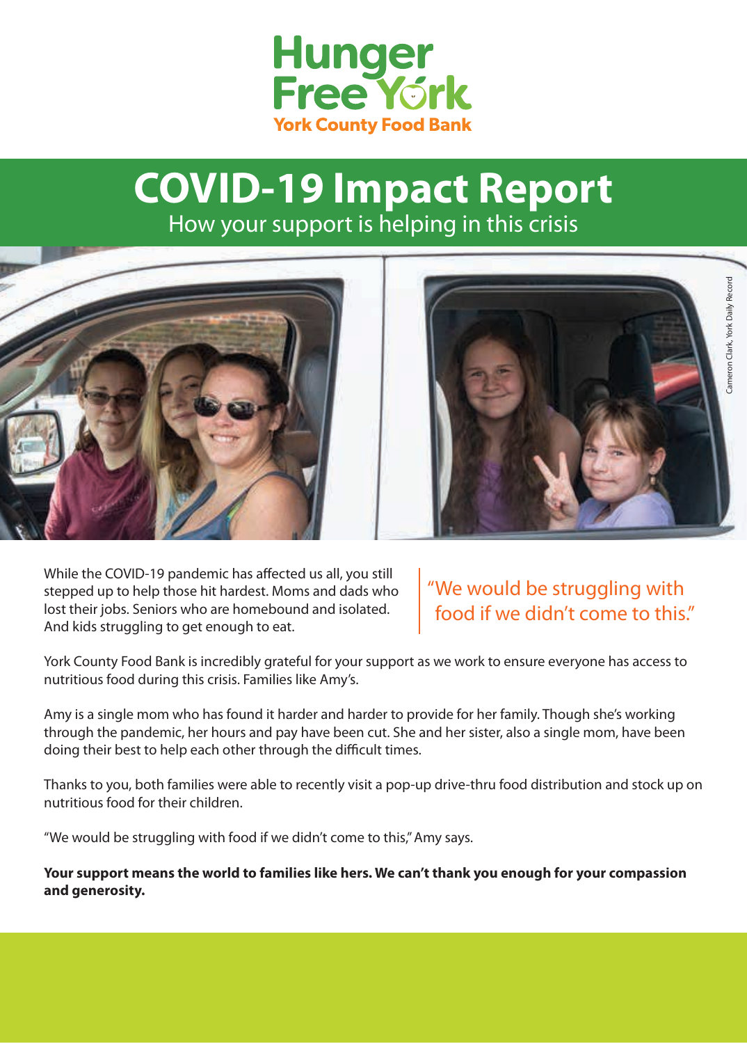Hunger Free York

York County Food Bank

# COVID-19 Impact Report

## How your support is helping in this crisis

Cameron Clark, York Daily Record

While the COVID-19 pandemic has affected us all, you still stepped up to help those hit hardest. Moms and dads who lost their jobs. Seniors who are homebound and isolated. And kids struggling to get enough to eat.

> "We would be struggling with food if we didn't come to this."

York County Food Bank is incredibly grateful for your support as we work to ensure everyone has access to nutritious food during this crisis. Families like Amy's.

Amy is a single mom who has found it harder and harder to provide for her family. Though she's working through the pandemic, her hours and pay have been cut. She and her sister, also a single mom, have been doing their best to help each other through the difficult times.

Thanks to you, both families were able to recently visit a pop-up drive-thru food distribution and stock up on nutritious food for their children.

"We would be struggling with food if we didn't come to this," Amy says.

**Your support means the world to families like hers. We can't thank you enough for your compassion and generosity.**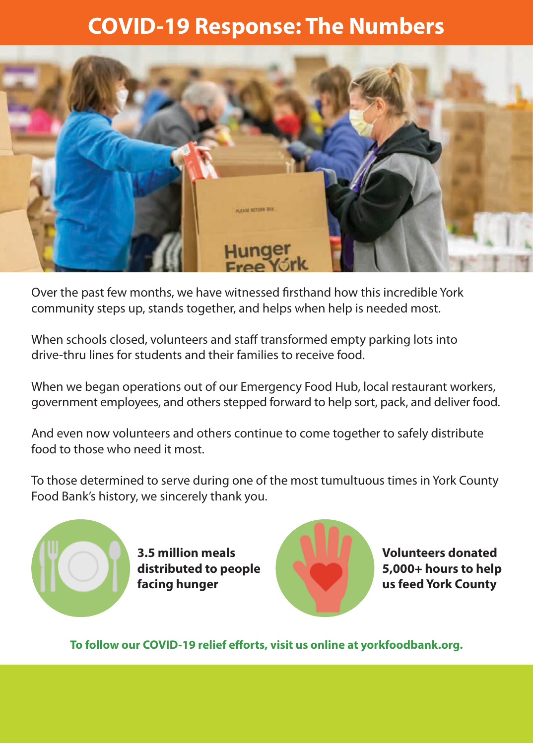# COVID-19 Response: The Numbers

Over the past few months, we have witnessed firsthand how this incredible York community steps up, stands together, and helps when help is needed most.

When schools closed, volunteers and staff transformed empty parking lots into drive-thru lines for students and their families to receive food.

When we began operations out of our Emergency Food Hub, local restaurant workers, government employees, and others stepped forward to help sort, pack, and deliver food.

And even now volunteers and others continue to come together to safely distribute food to those who need it most.

To those determined to serve during one of the most tumultuous times in York County Food Bank's history, we sincerely thank you.

**3.5 million meals distributed to people facing hunger**

**Volunteers donated 5,000+ hours to help us feed York County**

**To follow our COVID-19 relief efforts, visit us online at yorkfoodbank.org.**